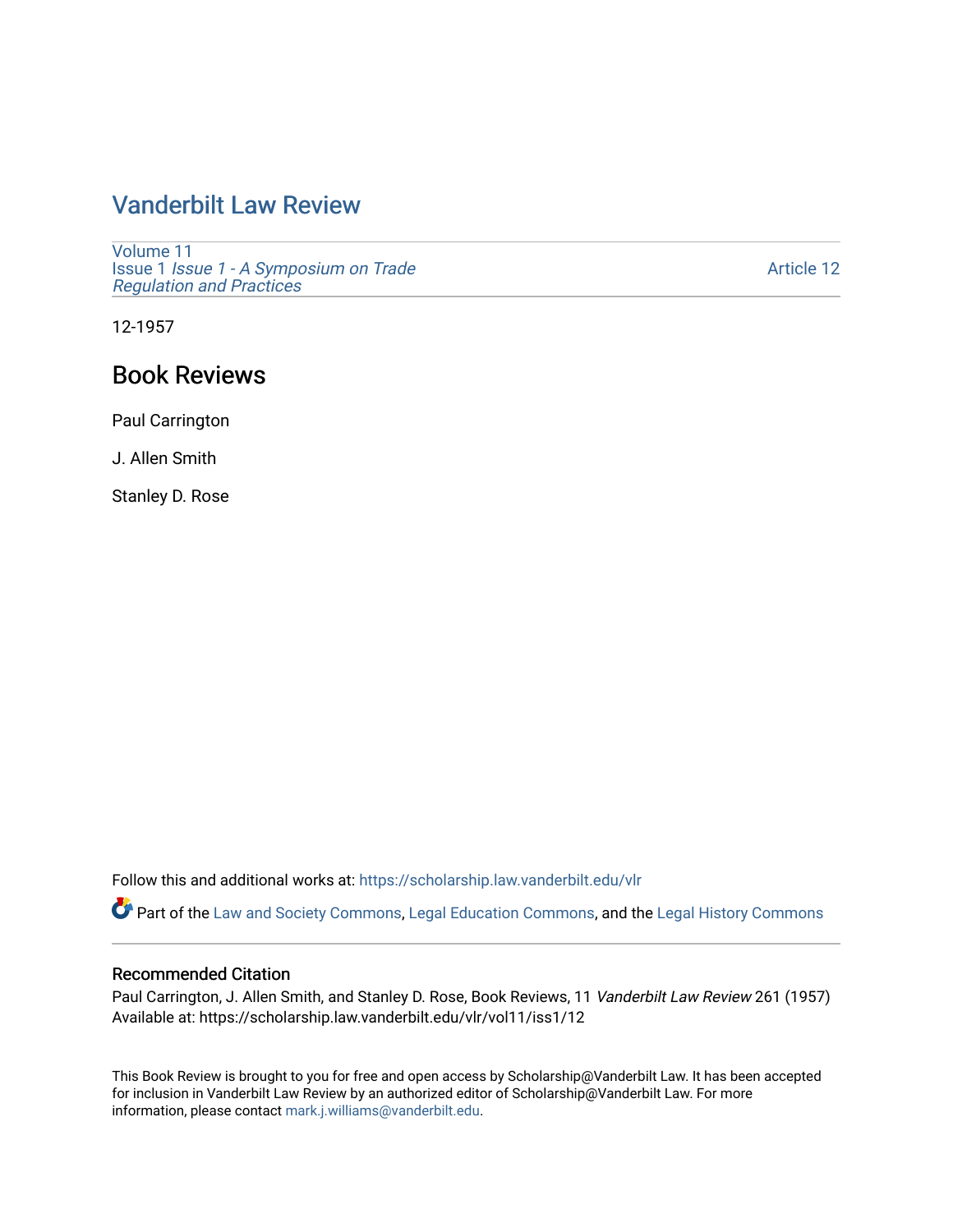# Vanderbilt Law Review

Volume 11
Issue 1 *Issue 1 - A Symposium on Trade Regulation and Practices*

Article 12

12-1957

## Book Reviews

Paul Carrington

J. Allen Smith

Stanley D. Rose

Follow this and additional works at: https://scholarship.law.vanderbilt.edu/vlr

Part of the Law and Society Commons, Legal Education Commons, and the Legal History Commons

### Recommended Citation

Paul Carrington, J. Allen Smith, and Stanley D. Rose, Book Reviews, 11 *Vanderbilt Law Review* 261 (1957)
Available at: https://scholarship.law.vanderbilt.edu/vlr/vol11/iss1/12

This Book Review is brought to you for free and open access by Scholarship@Vanderbilt Law. It has been accepted for inclusion in Vanderbilt Law Review by an authorized editor of Scholarship@Vanderbilt Law. For more information, please contact mark.j.williams@vanderbilt.edu.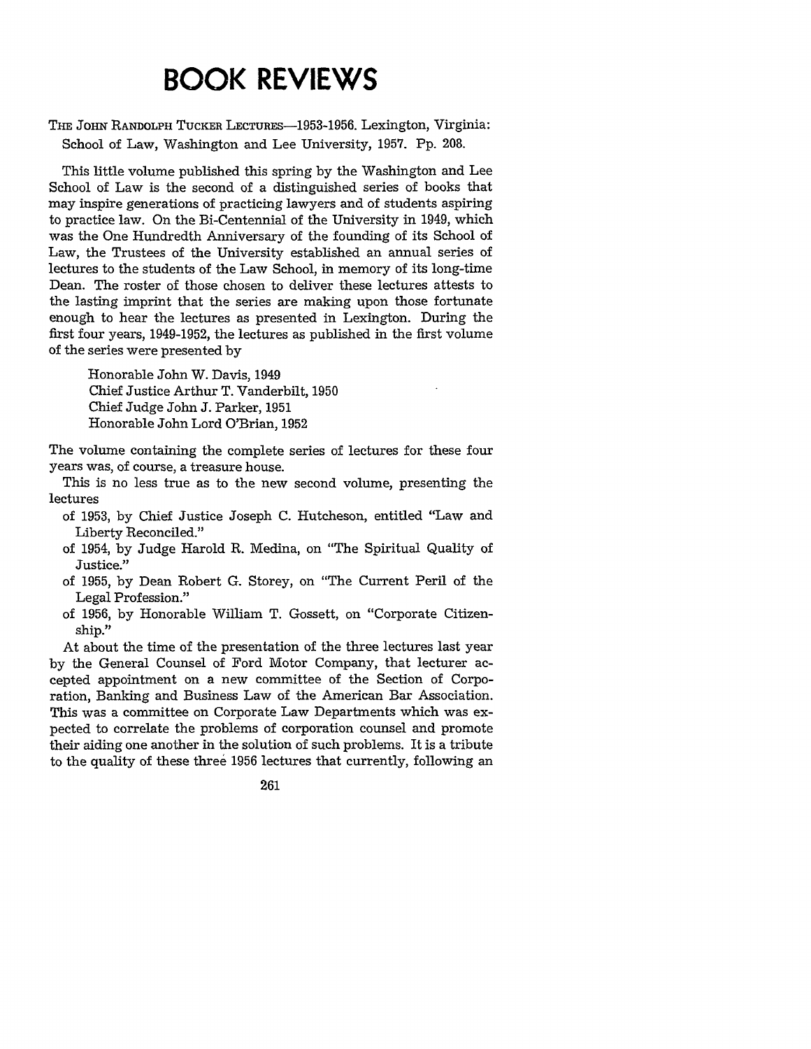# BOOK REVIEWS

THE JOHN RANDOLPH TUCKER LECTURES—1953-1956. Lexington, Virginia: School of Law, Washington and Lee University, 1957. Pp. 208.

This little volume published this spring by the Washington and Lee School of Law is the second of a distinguished series of books that may inspire generations of practicing lawyers and of students aspiring to practice law. On the Bi-Centennial of the University in 1949, which was the One Hundredth Anniversary of the founding of its School of Law, the Trustees of the University established an annual series of lectures to the students of the Law School, in memory of its long-time Dean. The roster of those chosen to deliver these lectures attests to the lasting imprint that the series are making upon those fortunate enough to hear the lectures as presented in Lexington. During the first four years, 1949-1952, the lectures as published in the first volume of the series were presented by

> Honorable John W. Davis, 1949
> Chief Justice Arthur T. Vanderbilt, 1950
> Chief Judge John J. Parker, 1951
> Honorable John Lord O'Brian, 1952

The volume containing the complete series of lectures for these four years was, of course, a treasure house.

This is no less true as to the new second volume, presenting the lectures

- of 1953, by Chief Justice Joseph C. Hutcheson, entitled "Law and Liberty Reconciled."
- of 1954, by Judge Harold R. Medina, on "The Spiritual Quality of Justice."
- of 1955, by Dean Robert G. Storey, on "The Current Peril of the Legal Profession."
- of 1956, by Honorable William T. Gossett, on "Corporate Citizenship."

At about the time of the presentation of the three lectures last year by the General Counsel of Ford Motor Company, that lecturer accepted appointment on a new committee of the Section of Corporation, Banking and Business Law of the American Bar Association. This was a committee on Corporate Law Departments which was expected to correlate the problems of corporation counsel and promote their aiding one another in the solution of such problems. It is a tribute to the quality of these three 1956 lectures that currently, following an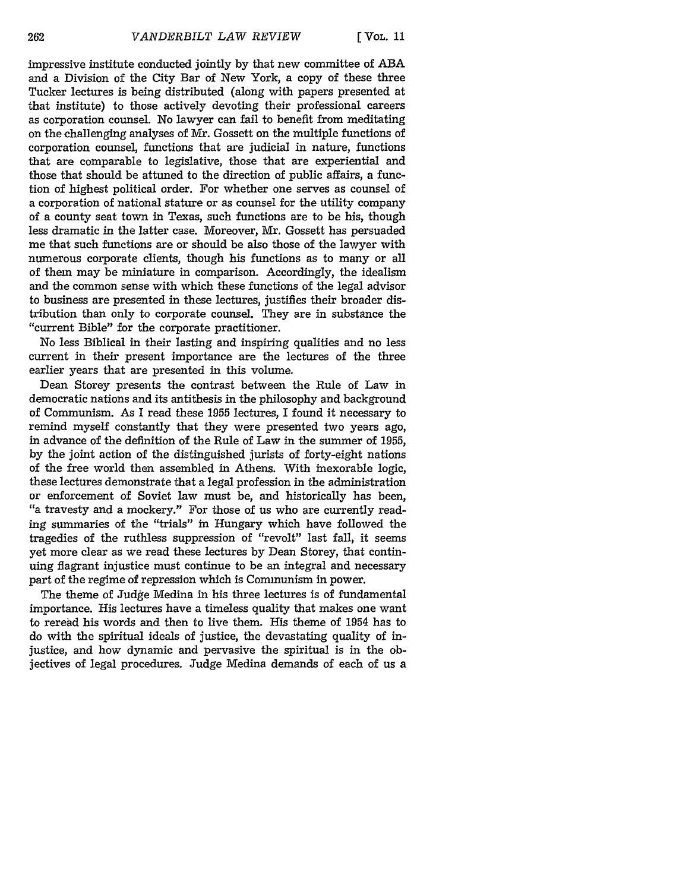impressive institute conducted jointly by that new committee of ABA and a Division of the City Bar of New York, a copy of these three Tucker lectures is being distributed (along with papers presented at that institute) to those actively devoting their professional careers as corporation counsel. No lawyer can fail to benefit from meditating on the challenging analyses of Mr. Gossett on the multiple functions of corporation counsel, functions that are judicial in nature, functions that are comparable to legislative, those that are experiential and those that should be attuned to the direction of public affairs, a function of highest political order. For whether one serves as counsel of a corporation of national stature or as counsel for the utility company of a county seat town in Texas, such functions are to be his, though less dramatic in the latter case. Moreover, Mr. Gossett has persuaded me that such functions are or should be also those of the lawyer with numerous corporate clients, though his functions as to many or all of them may be miniature in comparison. Accordingly, the idealism and the common sense with which these functions of the legal advisor to business are presented in these lectures, justifies their broader distribution than only to corporate counsel. They are in substance the "current Bible" for the corporate practitioner.

No less Biblical in their lasting and inspiring qualities and no less current in their present importance are the lectures of the three earlier years that are presented in this volume.

Dean Storey presents the contrast between the Rule of Law in democratic nations and its antithesis in the philosophy and background of Communism. As I read these 1955 lectures, I found it necessary to remind myself constantly that they were presented two years ago, in advance of the definition of the Rule of Law in the summer of 1955, by the joint action of the distinguished jurists of forty-eight nations of the free world then assembled in Athens. With inexorable logic, these lectures demonstrate that a legal profession in the administration or enforcement of Soviet law must be, and historically has been, "a travesty and a mockery." For those of us who are currently reading summaries of the "trials" in Hungary which have followed the tragedies of the ruthless suppression of "revolt" last fall, it seems yet more clear as we read these lectures by Dean Storey, that continuing flagrant injustice must continue to be an integral and necessary part of the regime of repression which is Communism in power.

The theme of Judge Medina in his three lectures is of fundamental importance. His lectures have a timeless quality that makes one want to reread his words and then to live them. His theme of 1954 has to do with the spiritual ideals of justice, the devastating quality of injustice, and how dynamic and pervasive the spiritual is in the objectives of legal procedures. Judge Medina demands of each of us a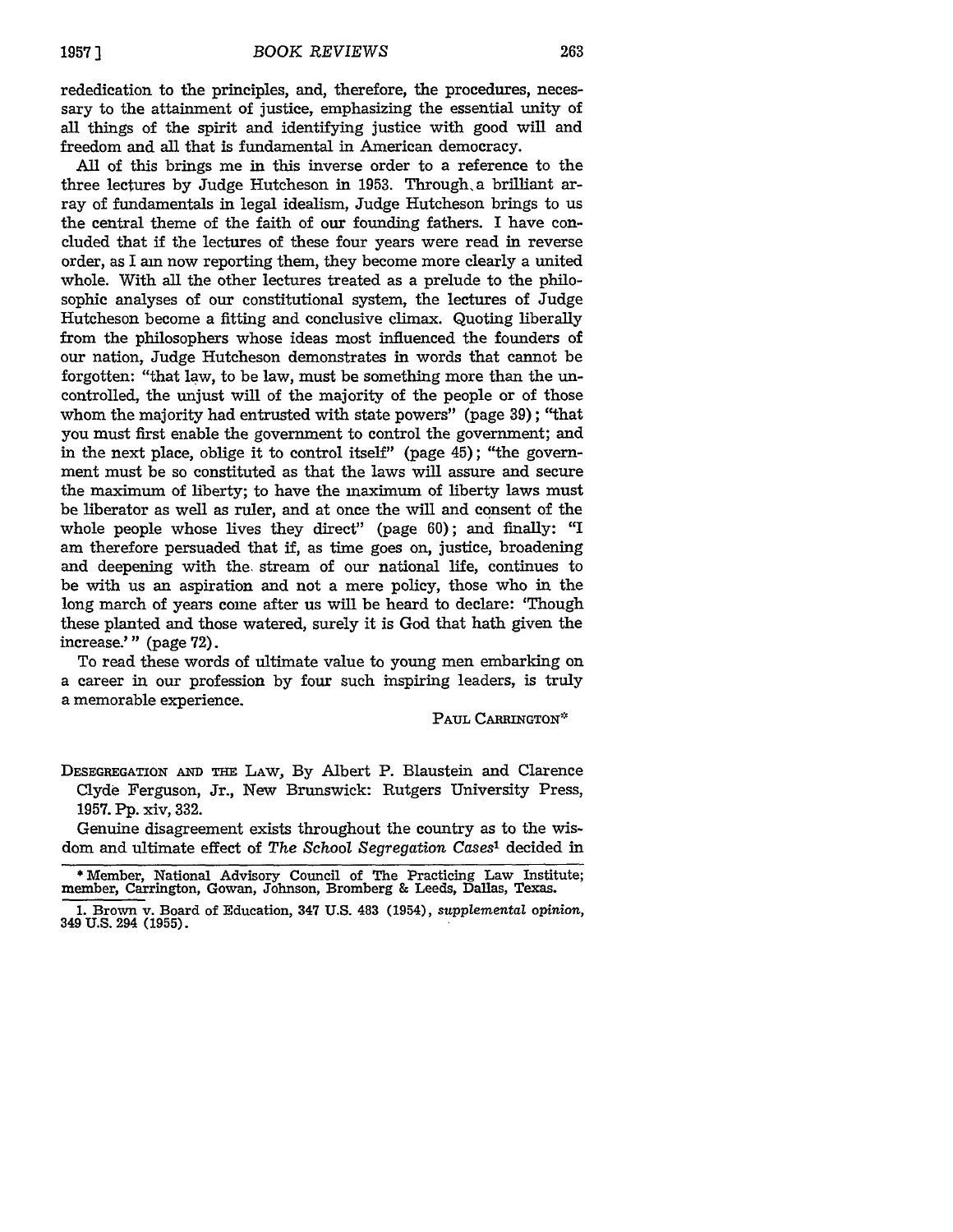rededication to the principles, and, therefore, the procedures, necessary to the attainment of justice, emphasizing the essential unity of all things of the spirit and identifying justice with good will and freedom and all that is fundamental in American democracy.

All of this brings me in this inverse order to a reference to the three lectures by Judge Hutcheson in 1953. Through a brilliant array of fundamentals in legal idealism, Judge Hutcheson brings to us the central theme of the faith of our founding fathers. I have concluded that if the lectures of these four years were read in reverse order, as I am now reporting them, they become more clearly a united whole. With all the other lectures treated as a prelude to the philosophic analyses of our constitutional system, the lectures of Judge Hutcheson become a fitting and conclusive climax. Quoting liberally from the philosophers whose ideas most influenced the founders of our nation, Judge Hutcheson demonstrates in words that cannot be forgotten: "that law, to be law, must be something more than the uncontrolled, the unjust will of the majority of the people or of those whom the majority had entrusted with state powers" (page 39); "that you must first enable the government to control the government; and in the next place, oblige it to control itself" (page 45); "the government must be so constituted as that the laws will assure and secure the maximum of liberty; to have the maximum of liberty laws must be liberator as well as ruler, and at once the will and consent of the whole people whose lives they direct" (page 60); and finally: "I am therefore persuaded that if, as time goes on, justice, broadening and deepening with the stream of our national life, continues to be with us an aspiration and not a mere policy, those who in the long march of years come after us will be heard to declare: 'Though these planted and those watered, surely it is God that hath given the increase.'" (page 72).

To read these words of ultimate value to young men embarking on a career in our profession by four such inspiring leaders, is truly a memorable experience.

PAUL CARRINGTON*

DESEGREGATION AND THE LAW, By Albert P. Blaustein and Clarence Clyde Ferguson, Jr., New Brunswick: Rutgers University Press, 1957. Pp. xiv, 332.

Genuine disagreement exists throughout the country as to the wisdom and ultimate effect of *The School Segregation Cases*[1] decided in

---

\* Member, National Advisory Council of The Practicing Law Institute; member, Carrington, Gowan, Johnson, Bromberg & Leeds, Dallas, Texas.

1. Brown v. Board of Education, 347 U.S. 483 (1954), *supplemental opinion*, 349 U.S. 294 (1955).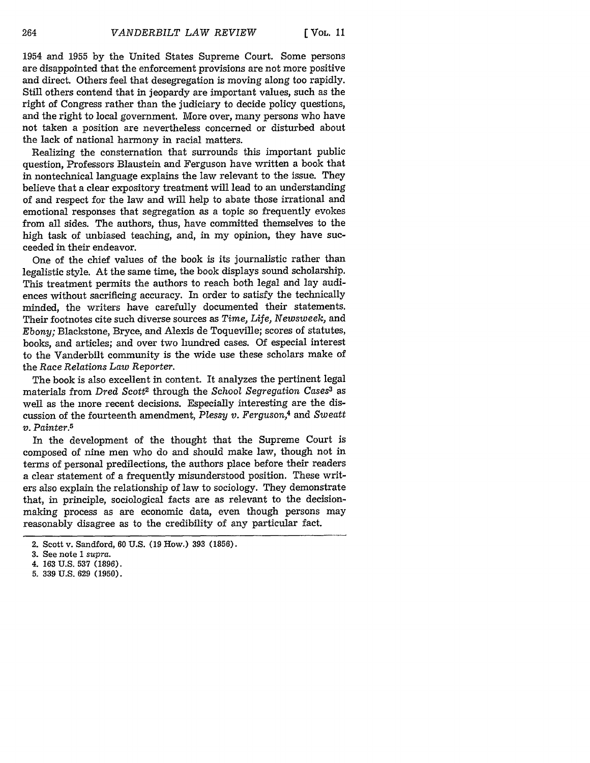1954 and 1955 by the United States Supreme Court. Some persons are disappointed that the enforcement provisions are not more positive and direct. Others feel that desegregation is moving along too rapidly. Still others contend that in jeopardy are important values, such as the right of Congress rather than the judiciary to decide policy questions, and the right to local government. More over, many persons who have not taken a position are nevertheless concerned or disturbed about the lack of national harmony in racial matters.

Realizing the consternation that surrounds this important public question, Professors Blaustein and Ferguson have written a book that in nontechnical language explains the law relevant to the issue. They believe that a clear expository treatment will lead to an understanding of and respect for the law and will help to abate those irrational and emotional responses that segregation as a topic so frequently evokes from all sides. The authors, thus, have committed themselves to the high task of unbiased teaching, and, in my opinion, they have succeeded in their endeavor.

One of the chief values of the book is its journalistic rather than legalistic style. At the same time, the book displays sound scholarship. This treatment permits the authors to reach both legal and lay audiences without sacrificing accuracy. In order to satisfy the technically minded, the writers have carefully documented their statements. Their footnotes cite such diverse sources as *Time, Life, Newsweek,* and *Ebony;* Blackstone, Bryce, and Alexis de Toqueville; scores of statutes, books, and articles; and over two hundred cases. Of especial interest to the Vanderbilt community is the wide use these scholars make of the *Race Relations Law Reporter.*

The book is also excellent in content. It analyzes the pertinent legal materials from *Dred Scott*[2] through the *School Segregation Cases*[3] as well as the more recent decisions. Especially interesting are the discussion of the fourteenth amendment, *Plessy v. Ferguson,*[4] and *Sweatt v. Painter.*[5]

In the development of the thought that the Supreme Court is composed of nine men who do and should make law, though not in terms of personal predilections, the authors place before their readers a clear statement of a frequently misunderstood position. These writers also explain the relationship of law to sociology. They demonstrate that, in principle, sociological facts are as relevant to the decision-making process as are economic data, even though persons may reasonably disagree as to the credibility of any particular fact.

---

2. Scott v. Sandford, 60 U.S. (19 How.) 393 (1856).
3. See note 1 *supra.*
4. 163 U.S. 537 (1896).
5. 339 U.S. 629 (1950).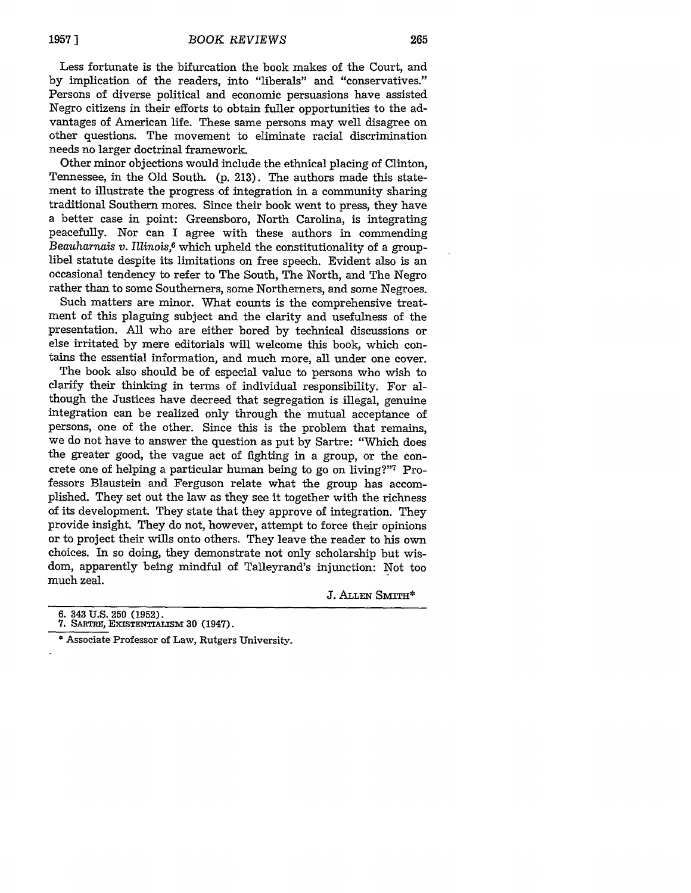Less fortunate is the bifurcation the book makes of the Court, and by implication of the readers, into "liberals" and "conservatives." Persons of diverse political and economic persuasions have assisted Negro citizens in their efforts to obtain fuller opportunities to the advantages of American life. These same persons may well disagree on other questions. The movement to eliminate racial discrimination needs no larger doctrinal framework.

Other minor objections would include the ethnical placing of Clinton, Tennessee, in the Old South. (p. 213). The authors made this statement to illustrate the progress of integration in a community sharing traditional Southern mores. Since their book went to press, they have a better case in point: Greensboro, North Carolina, is integrating peacefully. Nor can I agree with these authors in commending *Beauharnais v. Illinois*,[6] which upheld the constitutionality of a group-libel statute despite its limitations on free speech. Evident also is an occasional tendency to refer to The South, The North, and The Negro rather than to some Southerners, some Northerners, and some Negroes.

Such matters are minor. What counts is the comprehensive treatment of this plaguing subject and the clarity and usefulness of the presentation. All who are either bored by technical discussions or else irritated by mere editorials will welcome this book, which contains the essential information, and much more, all under one cover.

The book also should be of especial value to persons who wish to clarify their thinking in terms of individual responsibility. For although the Justices have decreed that segregation is illegal, genuine integration can be realized only through the mutual acceptance of persons, one of the other. Since this is the problem that remains, we do not have to answer the question as put by Sartre: "Which does the greater good, the vague act of fighting in a group, or the concrete one of helping a particular human being to go on living?"[7] Professors Blaustein and Ferguson relate what the group has accomplished. They set out the law as they see it together with the richness of its development. They state that they approve of integration. They provide insight. They do not, however, attempt to force their opinions or to project their wills onto others. They leave the reader to his own choices. In so doing, they demonstrate not only scholarship but wisdom, apparently being mindful of Talleyrand's injunction: Not too much zeal.

J. ALLEN SMITH*

6. 343 U.S. 250 (1952).
7. SARTRE, EXISTENTIALISM 30 (1947).

\* Associate Professor of Law, Rutgers University.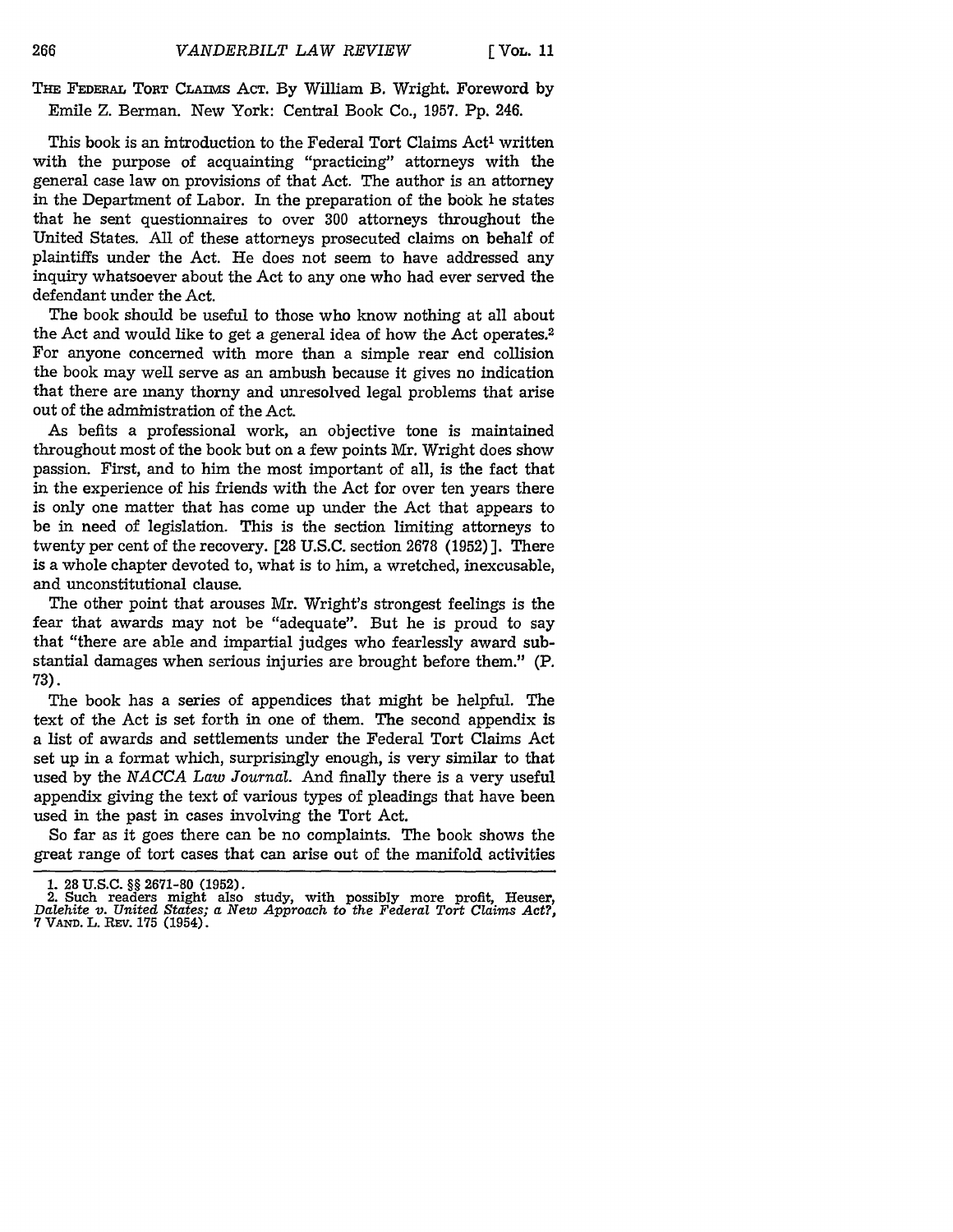THE FEDERAL TORT CLAIMS ACT. By William B. Wright. Foreword by Emile Z. Berman. New York: Central Book Co., 1957. Pp. 246.

This book is an introduction to the Federal Tort Claims Act[1] written with the purpose of acquainting "practicing" attorneys with the general case law on provisions of that Act. The author is an attorney in the Department of Labor. In the preparation of the book he states that he sent questionnaires to over 300 attorneys throughout the United States. All of these attorneys prosecuted claims on behalf of plaintiffs under the Act. He does not seem to have addressed any inquiry whatsoever about the Act to any one who had ever served the defendant under the Act.

The book should be useful to those who know nothing at all about the Act and would like to get a general idea of how the Act operates.[2] For anyone concerned with more than a simple rear end collision the book may well serve as an ambush because it gives no indication that there are many thorny and unresolved legal problems that arise out of the administration of the Act.

As befits a professional work, an objective tone is maintained throughout most of the book but on a few points Mr. Wright does show passion. First, and to him the most important of all, is the fact that in the experience of his friends with the Act for over ten years there is only one matter that has come up under the Act that appears to be in need of legislation. This is the section limiting attorneys to twenty per cent of the recovery. [28 U.S.C. section 2678 (1952)]. There is a whole chapter devoted to, what is to him, a wretched, inexcusable, and unconstitutional clause.

The other point that arouses Mr. Wright's strongest feelings is the fear that awards may not be "adequate". But he is proud to say that "there are able and impartial judges who fearlessly award substantial damages when serious injuries are brought before them." (P. 73).

The book has a series of appendices that might be helpful. The text of the Act is set forth in one of them. The second appendix is a list of awards and settlements under the Federal Tort Claims Act set up in a format which, surprisingly enough, is very similar to that used by the *NACCA Law Journal*. And finally there is a very useful appendix giving the text of various types of pleadings that have been used in the past in cases involving the Tort Act.

So far as it goes there can be no complaints. The book shows the great range of tort cases that can arise out of the manifold activities

---

1. 28 U.S.C. §§ 2671-80 (1952).

2. Such readers might also study, with possibly more profit, Heuser, *Dalehite v. United States; a New Approach to the Federal Tort Claims Act?*, 7 VAND. L. REV. 175 (1954).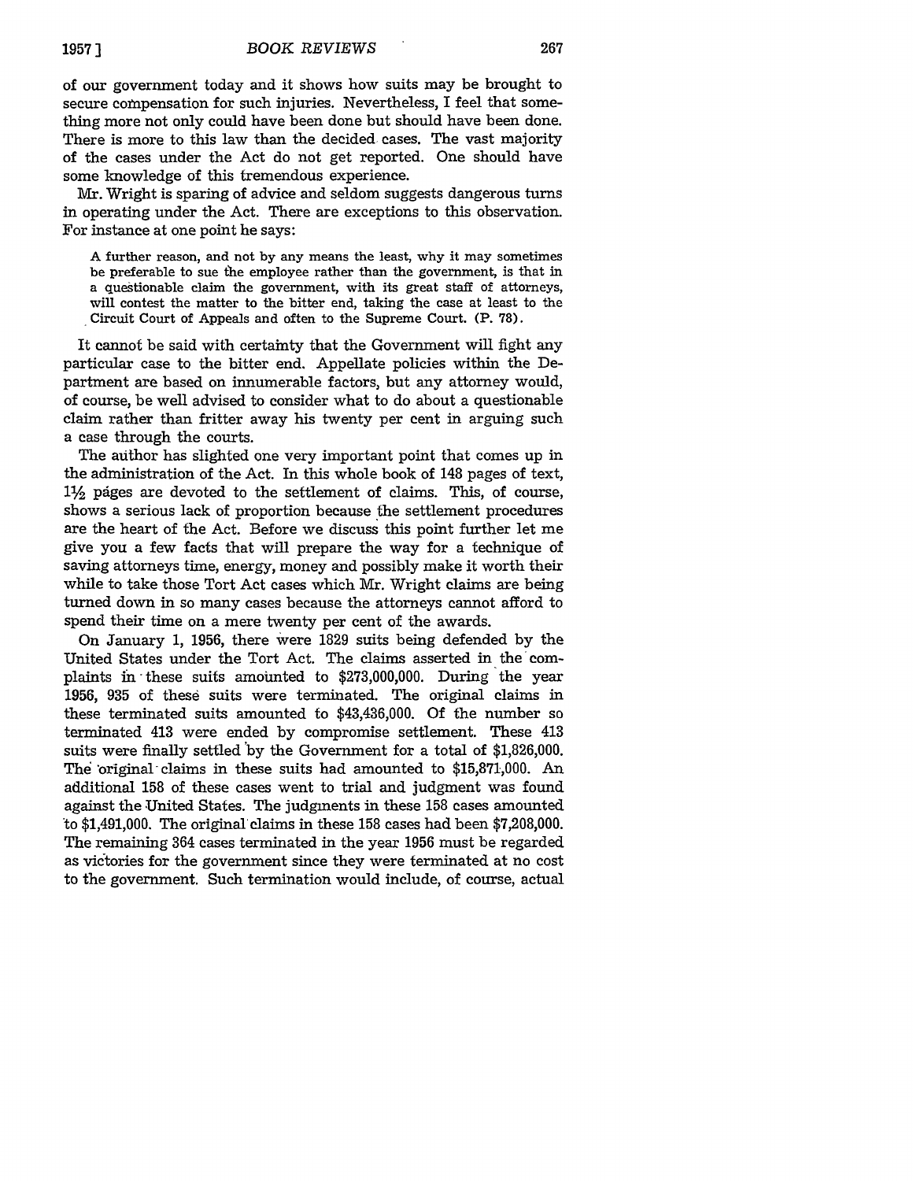of our government today and it shows how suits may be brought to secure compensation for such injuries. Nevertheless, I feel that something more not only could have been done but should have been done. There is more to this law than the decided cases. The vast majority of the cases under the Act do not get reported. One should have some knowledge of this tremendous experience.

Mr. Wright is sparing of advice and seldom suggests dangerous turns in operating under the Act. There are exceptions to this observation. For instance at one point he says:

> A further reason, and not by any means the least, why it may sometimes be preferable to sue the employee rather than the government, is that in a questionable claim the government, with its great staff of attorneys, will contest the matter to the bitter end, taking the case at least to the Circuit Court of Appeals and often to the Supreme Court. (P. 78).

It cannot be said with certainty that the Government will fight any particular case to the bitter end. Appellate policies within the Department are based on innumerable factors, but any attorney would, of course, be well advised to consider what to do about a questionable claim rather than fritter away his twenty per cent in arguing such a case through the courts.

The author has slighted one very important point that comes up in the administration of the Act. In this whole book of 148 pages of text, 1½ pages are devoted to the settlement of claims. This, of course, shows a serious lack of proportion because the settlement procedures are the heart of the Act. Before we discuss this point further let me give you a few facts that will prepare the way for a technique of saving attorneys time, energy, money and possibly make it worth their while to take those Tort Act cases which Mr. Wright claims are being turned down in so many cases because the attorneys cannot afford to spend their time on a mere twenty per cent of the awards.

On January 1, 1956, there were 1829 suits being defended by the United States under the Tort Act. The claims asserted in the complaints in these suits amounted to $273,000,000. During the year 1956, 935 of these suits were terminated. The original claims in these terminated suits amounted to $43,436,000. Of the number so terminated 413 were ended by compromise settlement. These 413 suits were finally settled by the Government for a total of $1,826,000. The original claims in these suits had amounted to $15,871,000. An additional 158 of these cases went to trial and judgment was found against the United States. The judgments in these 158 cases amounted to $1,491,000. The original claims in these 158 cases had been $7,208,000. The remaining 364 cases terminated in the year 1956 must be regarded as victories for the government since they were terminated at no cost to the government. Such termination would include, of course, actual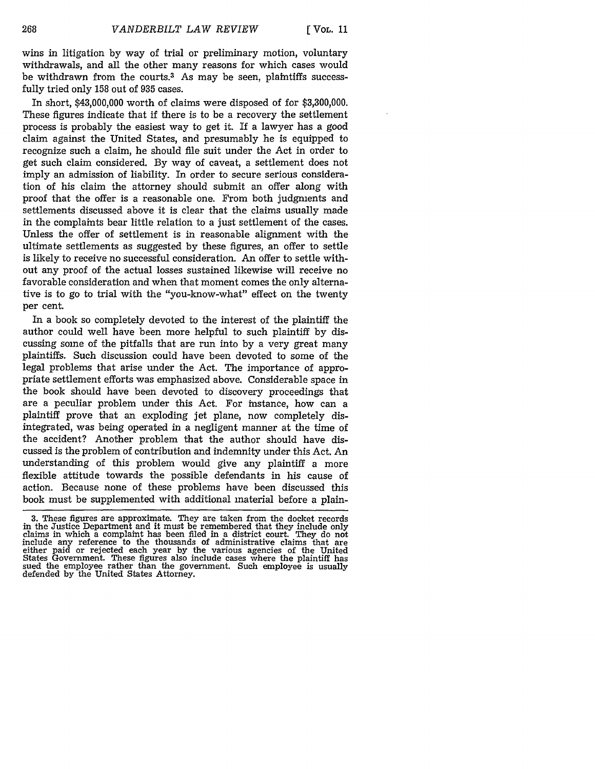wins in litigation by way of trial or preliminary motion, voluntary withdrawals, and all the other many reasons for which cases would be withdrawn from the courts.[3] As may be seen, plaintiffs successfully tried only 158 out of 935 cases.

In short, $43,000,000 worth of claims were disposed of for $3,300,000. These figures indicate that if there is to be a recovery the settlement process is probably the easiest way to get it. If a lawyer has a good claim against the United States, and presumably he is equipped to recognize such a claim, he should file suit under the Act in order to get such claim considered. By way of caveat, a settlement does not imply an admission of liability. In order to secure serious consideration of his claim the attorney should submit an offer along with proof that the offer is a reasonable one. From both judgments and settlements discussed above it is clear that the claims usually made in the complaints bear little relation to a just settlement of the cases. Unless the offer of settlement is in reasonable alignment with the ultimate settlements as suggested by these figures, an offer to settle is likely to receive no successful consideration. An offer to settle without any proof of the actual losses sustained likewise will receive no favorable consideration and when that moment comes the only alternative is to go to trial with the "you-know-what" effect on the twenty per cent.

In a book so completely devoted to the interest of the plaintiff the author could well have been more helpful to such plaintiff by discussing some of the pitfalls that are run into by a very great many plaintiffs. Such discussion could have been devoted to some of the legal problems that arise under the Act. The importance of appropriate settlement efforts was emphasized above. Considerable space in the book should have been devoted to discovery proceedings that are a peculiar problem under this Act. For instance, how can a plaintiff prove that an exploding jet plane, now completely disintegrated, was being operated in a negligent manner at the time of the accident? Another problem that the author should have discussed is the problem of contribution and indemnity under this Act. An understanding of this problem would give any plaintiff a more flexible attitude towards the possible defendants in his cause of action. Because none of these problems have been discussed this book must be supplemented with additional material before a plain-

3. These figures are approximate. They are taken from the docket records in the Justice Department and it must be remembered that they include only claims in which a complaint has been filed in a district court. They do not include any reference to the thousands of administrative claims that are either paid or rejected each year by the various agencies of the United States Government. These figures also include cases where the plaintiff has sued the employee rather than the government. Such employee is usually defended by the United States Attorney.